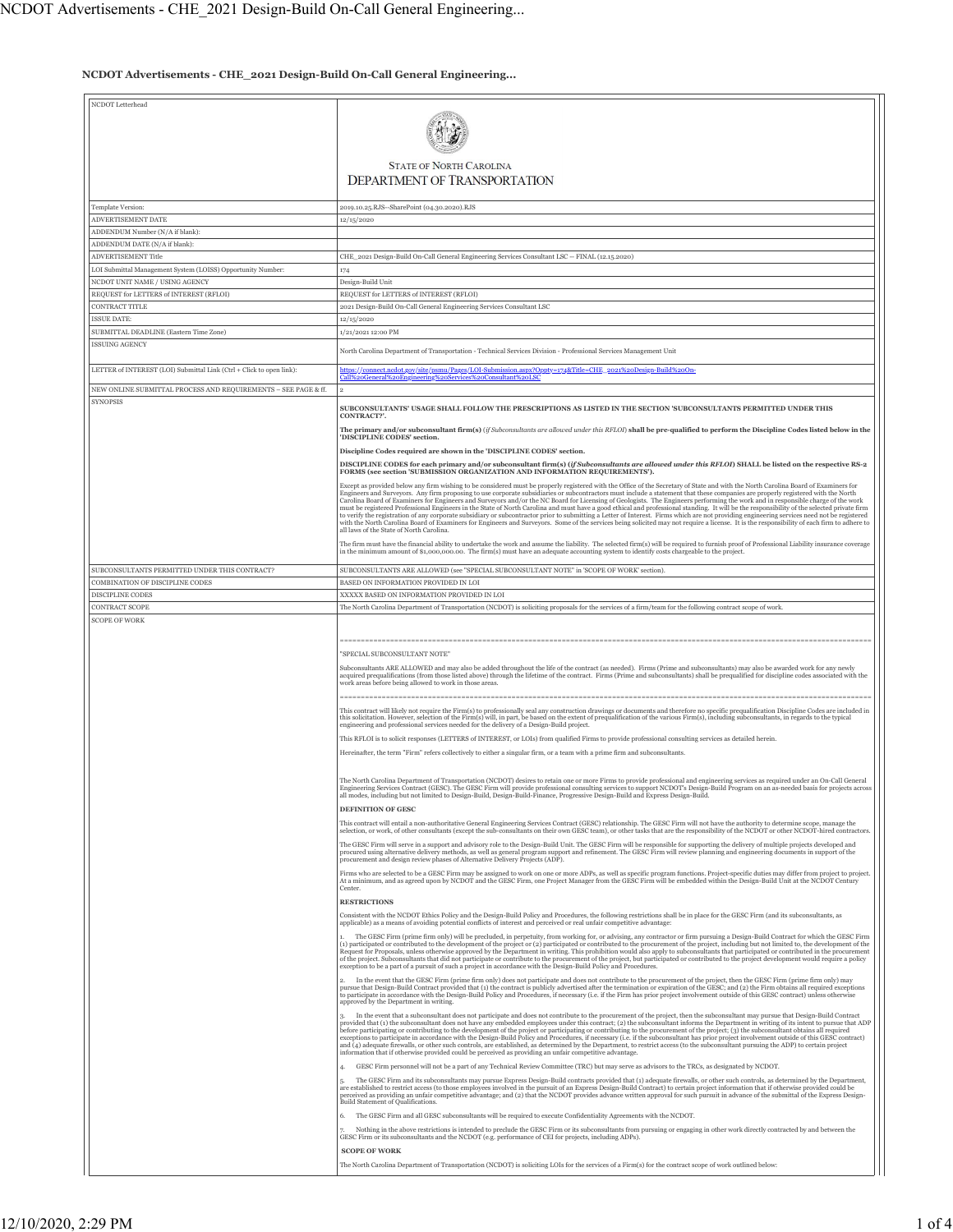**NCDOT Advertisements - CHE_2021 Design-Build On-Call General Engineering...**

| NCDOT Letterhead | STATE OF NORTH CAROLINA<br>DEPARTMENT OF TRANSPORTATION |
|---|---|
| Template Version: | 2019.10.25.RJS--SharePoint (04.30.2020).RJS |
| ADVERTISEMENT DATE | 12/15/2020 |
| ADDENDUM Number (N/A if blank): | |
| ADDENDUM DATE (N/A if blank): | |
| ADVERTISEMENT Title | CHE_2021 Design-Build On-Call General Engineering Services Consultant LSC -- FINAL (12.15.2020) |
| LOI Submittal Management System (LOISS) Opportunity Number: | 174 |
| NCDOT UNIT NAME / USING AGENCY | Design-Build Unit |
| REQUEST for LETTERS of INTEREST (RFLOI) | REQUEST for LETTERS of INTEREST (RFLOI) |
| CONTRACT TITLE | 2021 Design-Build On-Call General Engineering Services Consultant LSC |
| ISSUE DATE: | 12/15/2020 |
| SUBMITTAL DEADLINE (Eastern Time Zone) | 1/21/2021 12:00 PM |
| ISSUING AGENCY | North Carolina Department of Transportation - Technical Services Division - Professional Services Management Unit |
| LETTER of INTEREST (LOI) Submittal Link (Ctrl + Click to open link): | https://connect.ncdot.gov/site/psmu/Pages/LOI-Submission.aspx?Oppty=174&Title=CHE_2021%20Design-Build%20On-Call%20General%20Engineering%20Services%20Consultant%20LSC |
| NEW ONLINE SUBMITTAL PROCESS AND REQUIREMENTS -- SEE PAGE & ff. | 2 |
| SYNOPSIS | **SUBCONSULTANTS' USAGE SHALL FOLLOW THE PRESCRIPTIONS AS LISTED IN THE SECTION 'SUBCONSULTANTS PERMITTED UNDER THIS CONTRACT?'.**<br><br>**The primary and/or subconsultant firm(s)** (*if Subconsultants are allowed under this RFLOI*) **shall be pre-qualified to perform the Discipline Codes listed below in the 'DISCIPLINE CODES' section.**<br><br>**Discipline Codes required are shown in the 'DISCIPLINE CODES' section.**<br><br>**DISCIPLINE CODES for each primary and/or subconsultant firm(s) (*if Subconsultants are allowed under this RFLOI*) SHALL be listed on the respective RS-2 FORMS (see section 'SUBMISSION ORGANIZATION AND INFORMATION REQUIREMENTS').**<br><br>Except as provided below any firm wishing to be considered must be properly registered with the Office of the Secretary of State and with the North Carolina Board of Examiners for Engineers and Surveyors. Any firm proposing to use corporate subsidiaries or subcontractors must include a statement that these companies are properly registered with the North Carolina Board of Examiners for Engineers and Surveyors and/or the NC Board for Licensing of Geologists. The Engineers performing the work and in responsible charge of the work must be registered Professional Engineers in the State of North Carolina and must have a good ethical and professional standing. It will be the responsibility of the selected private firm to verify the registration of any corporate subsidiary or subcontractor prior to submitting a Letter of Interest. Firms which are not providing engineering services need not be registered with the North Carolina Board of Examiners for Engineers and Surveyors. Some of the services being solicited may not require a license. It is the responsibility of each firm to adhere to all laws of the State of North Carolina.<br><br>The firm must have the financial ability to undertake the work and assume the liability. The selected firm(s) will be required to furnish proof of Professional Liability insurance coverage in the minimum amount of $1,000,000.00. The firm(s) must have an adequate accounting system to identify costs chargeable to the project. |
| SUBCONSULTANTS PERMITTED UNDER THIS CONTRACT? | SUBCONSULTANTS ARE ALLOWED (see "SPECIAL SUBCONSULTANT NOTE" in 'SCOPE OF WORK' section). |
| COMBINATION OF DISCIPLINE CODES | BASED ON INFORMATION PROVIDED IN LOI |
| DISCIPLINE CODES | XXXXX BASED ON INFORMATION PROVIDED IN LOI |
| CONTRACT SCOPE | The North Carolina Department of Transportation (NCDOT) is soliciting proposals for the services of a firm/team for the following contract scope of work. |
| SCOPE OF WORK | ========================================<br><br>"SPECIAL SUBCONSULTANT NOTE"<br><br>Subconsultants ARE ALLOWED and may also be added throughout the life of the contract (as needed). Firms (Prime and subconsultants) may also be awarded work for any newly acquired prequalifications (from those listed above) through the lifetime of the contract. Firms (Prime and subconsultants) shall be prequalified for discipline codes associated with the work areas before being allowed to work in those areas.<br><br>========================================<br><br>This contract will likely not require the Firm(s) to professionally seal any construction drawings or documents and therefore no specific prequalification Discipline Codes are included in this solicitation. However, selection of the Firm(s) will, in part, be based on the extent of prequalification of the various Firm(s), including subconsultants, in regards to the typical engineering and professional services needed for the delivery of a Design-Build project.<br><br>This RFLOI is to solicit responses (LETTERS of INTEREST, or LOIs) from qualified Firms to provide professional consulting services as detailed herein.<br><br>Hereinafter, the term "Firm" refers collectively to either a singular firm, or a team with a prime firm and subconsultants.<br><br>The North Carolina Department of Transportation (NCDOT) desires to retain one or more Firms to provide professional and engineering services as required under an On-Call General Engineering Services Contract (GESC). The GESC Firm will provide professional consulting services to support NCDOT's Design-Build Program on an as-needed basis for projects across all modes, including but not limited to Design-Build, Design-Build-Finance, Progressive Design-Build and Express Design-Build.<br><br>**DEFINITION OF GESC**<br><br>This contract will entail a non-authoritative General Engineering Services Contract (GESC) relationship. The GESC Firm will not have the authority to determine scope, manage the selection, or work, of other consultants (except the sub-consultants on their own GESC team), or other tasks that are the responsibility of the NCDOT or other NCDOT-hired contractors.<br><br>The GESC Firm will serve in a support and advisory role to the Design-Build Unit. The GESC Firm will be responsible for supporting the delivery of multiple projects developed and procured using alternative delivery methods, as well as general program support and refinement. The GESC Firm will review planning and engineering documents in support of the procurement and design review phases of Alternative Delivery Projects (ADP).<br><br>Firms who are selected to be a GESC Firm may be assigned to work on one or more ADPs, as well as specific program functions. Project-specific duties may differ from project to project. At a minimum, and as agreed upon by NCDOT and the GESC Firm, one Project Manager from the GESC Firm will be embedded within the Design-Build Unit at the NCDOT Century Center.<br><br>**RESTRICTIONS**<br><br>Consistent with the NCDOT Ethics Policy and the Design-Build Policy and Procedures, the following restrictions shall be in place for the GESC Firm (and its subconsultants, as applicable) as a means of avoiding potential conflicts of interest and perceived or real unfair competitive advantage:<br><br>1. The GESC Firm (prime firm only) will be precluded, in perpetuity, from working for, or advising, any contractor or firm pursuing a Design-Build Contract for which the GESC Firm (1) participated or contributed to the development of the project or (2) participated or contributed to the procurement of the project, including but not limited to, the development of the Request for Proposals, unless otherwise approved by the Department in writing. This prohibition would also apply to subconsultants that participated or contributed in the procurement of the project. Subconsultants that did not participate or contribute to the procurement of the project, but participated or contributed to the project development would require a policy exception to be a part of a pursuit of such a project in accordance with the Design-Build Policy and Procedures.<br><br>2. In the event that the GESC Firm (prime firm only) does not participate and does not contribute to the procurement of the project, then the GESC Firm (prime firm only) may pursue that Design-Build Contract provided that (1) the contract is publicly advertised after the termination or expiration of the GESC; and (2) the Firm obtains all required exceptions to participate in accordance with the Design-Build Policy and Procedures, if necessary (i.e. if the Firm has prior project involvement outside of this GESC contract) unless otherwise approved by the Department in writing.<br><br>3. In the event that a subconsultant does not participate and does not contribute to the procurement of the project, then the subconsultant may pursue that Design-Build Contract provided that (1) the subconsultant does not have any embedded employees under this contract; (2) the subconsultant informs the Department in writing of its intent to pursue that ADP before participating or contributing to the development of the project or participating or contributing to the procurement of the project; (3) the subconsultant obtains all required exceptions to participate in accordance with the Design-Build Policy and Procedures, if necessary (i.e. if the subconsultant has prior project involvement outside of this GESC contract) and (4) adequate firewalls, or other such controls, are established, as determined by the Department, to restrict access (to the subconsultant pursuing the ADP) to certain project information that if otherwise provided could be perceived as providing an unfair competitive advantage.<br><br>4. GESC Firm personnel will not be a part of any Technical Review Committee (TRC) but may serve as advisors to the TRCs, as designated by NCDOT.<br><br>5. The GESC Firm and its subconsultants may pursue Express Design-Build contracts provided that (1) adequate firewalls, or other such controls, as determined by the Department, are established to restrict access (to those employees involved in the pursuit of an Express Design-Build Contract) to certain project information that if otherwise provided could be perceived as providing an unfair competitive advantage; and (2) that the NCDOT provides advance written approval for such pursuit in advance of the submittal of the Express Design-Build Statement of Qualifications.<br><br>6. The GESC Firm and all GESC subconsultants will be required to execute Confidentiality Agreements with the NCDOT.<br><br>7. Nothing in the above restrictions is intended to preclude the GESC Firm or its subconsultants from pursuing or engaging in other work directly contracted by and between the GESC Firm or its subconsultants and the NCDOT (e.g. performance of CEI for projects, including ADPs).<br><br>**SCOPE OF WORK**<br><br>The North Carolina Department of Transportation (NCDOT) is soliciting LOIs for the services of a Firm(s) for the contract scope of work outlined below: |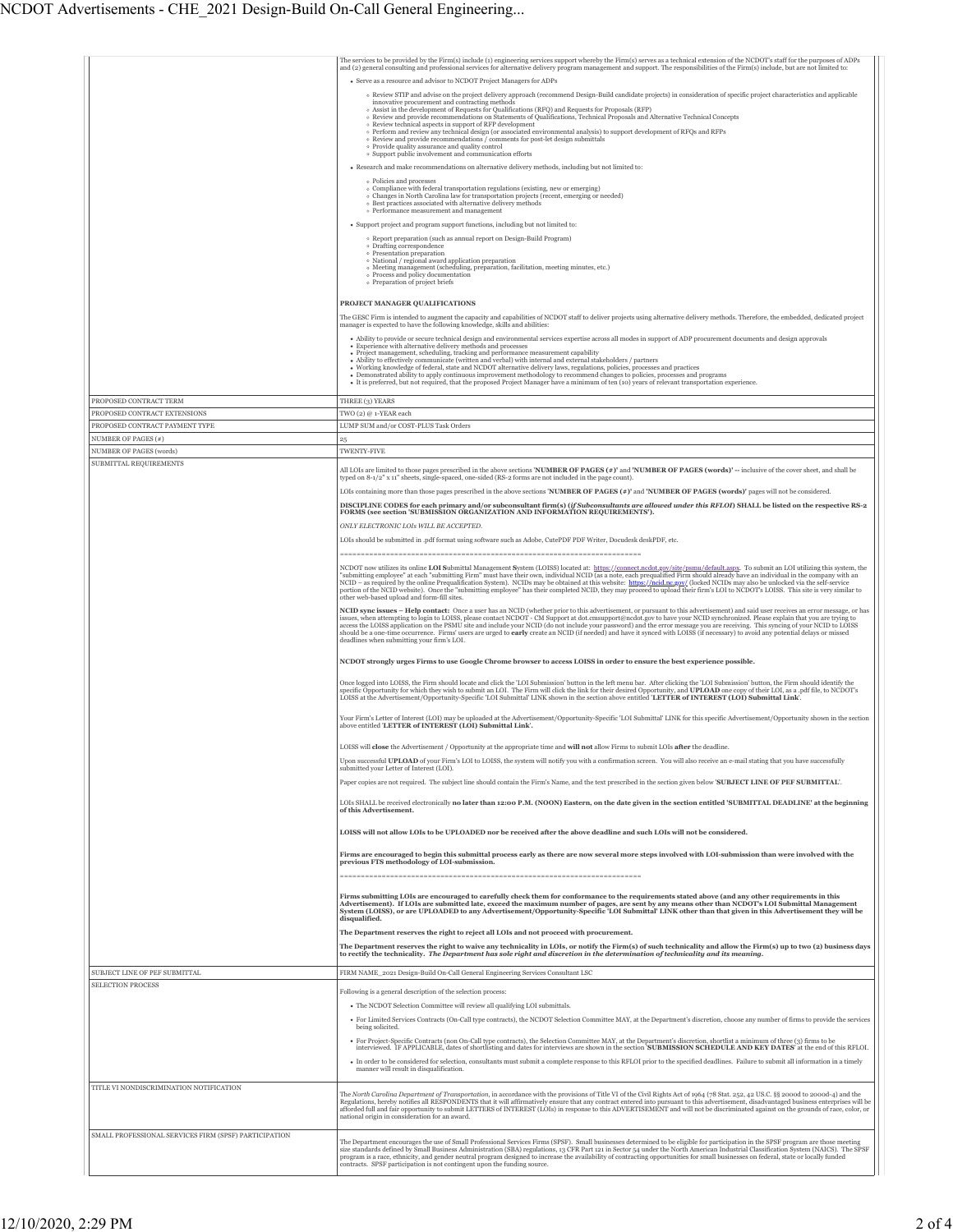| | |
|---|---|
| | The services to be provided by the Firm(s) include (1) engineering services support whereby the Firm(s) serves as a technical extension of the NCDOT's staff for the purposes of ADPs and (2) general consulting and professional services for alternative delivery program management and support. The responsibilities of the Firm(s) include, but are not limited to:<br><br>• Serve as a resource and advisor to NCDOT Project Managers for ADPs<br>  ◦ Review STIP and advise on the project delivery approach (recommend Design-Build candidate projects) in consideration of specific project characteristics and applicable innovative procurement and contracting methods<br>  ◦ Assist in the development of Requests for Qualifications (RFQ) and Requests for Proposals (RFP)<br>  ◦ Review and provide recommendations on Statements of Qualifications, Technical Proposals and Alternative Technical Concepts<br>  ◦ Review technical aspects in support of RFP development<br>  ◦ Perform and review any technical design (or associated environmental analysis) to support development of RFQs and RFPs<br>  ◦ Review and provide recommendations / comments for post-let design submittals<br>  ◦ Provide quality assurance and quality control<br>  ◦ Support public involvement and communication efforts<br>• Research and make recommendations on alternative delivery methods, including but not limited to:<br>  ◦ Policies and processes<br>  ◦ Compliance with federal transportation regulations (existing, new or emerging)<br>  ◦ Changes in North Carolina law for transportation projects (recent, emerging or needed)<br>  ◦ Best practices associated with alternative delivery methods<br>  ◦ Performance measurement and management<br>• Support project and program support functions, including but not limited to:<br>  ◦ Report preparation (such as annual report on Design-Build Program)<br>  ◦ Drafting correspondence<br>  ◦ Presentation preparation<br>  ◦ National / regional award application preparation<br>  ◦ Meeting management (scheduling, preparation, facilitation, meeting minutes, etc.)<br>  ◦ Process and policy documentation<br>  ◦ Preparation of project briefs<br><br>**PROJECT MANAGER QUALIFICATIONS**<br><br>The GESC Firm is intended to augment the capacity and capabilities of NCDOT staff to deliver projects using alternative delivery methods. Therefore, the embedded, dedicated project manager is expected to have the following knowledge, skills and abilities:<br><br>• Ability to provide or secure technical design and environmental services expertise across all modes in support of ADP procurement documents and design approvals<br>• Experience with alternative delivery methods and processes<br>• Project management, scheduling, tracking and performance measurement capability<br>• Ability to effectively communicate (written and verbal) with internal and external stakeholders / partners<br>• Working knowledge of federal, state and NCDOT alternative delivery laws, regulations, policies, processes and practices<br>• Demonstrated ability to apply continuous improvement methodology to recommend changes to policies, processes and programs<br>• It is preferred, but not required, that the proposed Project Manager have a minimum of ten (10) years of relevant transportation experience. |
| PROPOSED CONTRACT TERM | THREE (3) YEARS |
| PROPOSED CONTRACT EXTENSIONS | TWO (2) @ 1-YEAR each |
| PROPOSED CONTRACT PAYMENT TYPE | LUMP SUM and/or COST-PLUS Task Orders |
| NUMBER OF PAGES (#) | 25 |
| NUMBER OF PAGES (words) | TWENTY-FIVE |
| SUBMITTAL REQUIREMENTS | All LOIs are limited to those pages prescribed in the above sections '**NUMBER OF PAGES (#)**' and '**NUMBER OF PAGES (words)**' -- inclusive of the cover sheet, and shall be typed on 8-1/2" x 11" sheets, single-spaced, one-sided (RS-2 forms are not included in the page count).<br><br>LOIs containing more than those pages prescribed in the above sections '**NUMBER OF PAGES (#)**' and '**NUMBER OF PAGES (words)**' pages will not be considered.<br><br>**DISCIPLINE CODES for each primary and/or subconsultant firm(s) (*if Subconsultants are allowed under this RFLOI*) SHALL be listed on the respective RS-2 FORMS (see section 'SUBMISSION ORGANIZATION AND INFORMATION REQUIREMENTS').**<br><br>*ONLY ELECTRONIC LOIs WILL BE ACCEPTED.*<br><br>LOIs should be submitted in .pdf format using software such as Adobe, CutePDF PDF Writer, Docudesk deskPDF, etc.<br><br>================================================================<br><br>NCDOT now utilizes its online **LOI S**ubmittal **M**anagement **S**ystem (LOISS) located at: https://connect.ncdot.gov/site/psmu/default.aspx. To submit an LOI utilizing this system, the "submitting employee" at each "submitting Firm" must have their own, individual NCID (as a note, each prequalified Firm should already have an individual in the company with an NCID – as required by the online Prequalification System). NCIDs may be obtained at this website: https://ncid.nc.gov/ (locked NCIDs may also be unlocked via the self-service portion of the NCID website). Once the "submitting employee" has their completed NCID, they may proceed to upload their firm's LOI to NCDOT's LOISS. This site is very similar to other web-based upload and form-fill sites.<br><br>**NCID sync issues – Help contact:** Once a user has an NCID (whether prior to this advertisement, or pursuant to this advertisement) and said user receives an error message, or has issues, when attempting to login to LOISS, please contact NCDOT - CM Support at dot.cmsupport@ncdot.gov to have your NCID synchronized. Please explain that you are trying to access the LOISS application on the PSMU site and include your NCID (do not include your password) and the error message you are receiving. This syncing of your NCID to LOISS should be a one-time occurrence. Firms' users are urged to **early** create an NCID (if needed) and have it synced with LOISS (if necessary) to avoid any potential delays or missed deadlines when submitting your firm's LOI.<br><br>**NCDOT strongly urges Firms to use Google Chrome browser to access LOISS in order to ensure the best experience possible.**<br><br>Once logged into LOISS, the Firm should locate and click the 'LOI Submission' button in the left menu bar. After clicking the 'LOI Submission' button, the Firm should identify the specific Opportunity for which they wish to submit an LOI. The Firm will click the link for their desired Opportunity, and **UPLOAD** one copy of their LOI, as a .pdf file, to NCDOT's LOISS at the Advertisement/Opportunity-Specific 'LOI Submittal' LINK shown in the section above entitled '**LETTER of INTEREST (LOI) Submittal Link**'.<br><br>Your Firm's Letter of Interest (LOI) may be uploaded at the Advertisement/Opportunity-Specific 'LOI Submittal' LINK for this specific Advertisement/Opportunity shown in the section above entitled '**LETTER of INTEREST (LOI) Submittal Link**'.<br><br>LOISS will **close** the Advertisement / Opportunity at the appropriate time and **will not** allow Firms to submit LOIs **after** the deadline.<br><br>Upon successful **UPLOAD** of your Firm's LOI to LOISS, the system will notify you with a confirmation screen. You will also receive an e-mail stating that you have successfully submitted your Letter of Interest (LOI).<br><br>Paper copies are not required. The subject line should contain the Firm's Name, and the text prescribed in the section given below '**SUBJECT LINE OF PEF SUBMITTAL**'.<br><br>LOIs SHALL be received electronically **no later than 12:00 P.M. (NOON) Eastern, on the date given in the section entitled 'SUBMITTAL DEADLINE' at the beginning of this Advertisement.**<br><br>**LOISS will not allow LOIs to be UPLOADED nor be received after the above deadline and such LOIs will not be considered.**<br><br>**Firms are encouraged to begin this submittal process early as there are now several more steps involved with LOI-submission than were involved with the previous FTS methodology of LOI-submission.**<br><br>================================================================<br><br>**Firms submitting LOIs are encouraged to carefully check them for conformance to the requirements stated above (and any other requirements in this Advertisement). If LOIs are submitted late, exceed the maximum number of pages, are sent by any means other than NCDOT's LOI Submittal Management System (LOISS), or are UPLOADED to any Advertisement/Opportunity-Specific 'LOI Submittal' LINK other than that given in this Advertisement they will be disqualified.**<br><br>**The Department reserves the right to reject all LOIs and not proceed with procurement.**<br><br>**The Department reserves the right to waive any technicality in LOIs, or notify the Firm(s) of such technicality and allow the Firm(s) up to two (2) business days to rectify the technicality. *The Department has sole right and discretion in the determination of technicality and its meaning.*** |
| SUBJECT LINE OF PEF SUBMITTAL | FIRM NAME_2021 Design-Build On-Call General Engineering Services Consultant LSC |
| SELECTION PROCESS | Following is a general description of the selection process:<br><br>• The NCDOT Selection Committee will review all qualifying LOI submittals.<br>• For Limited Services Contracts (On-Call type contracts), the NCDOT Selection Committee MAY, at the Department's discretion, choose any number of firms to provide the services being solicited.<br>• For Project-Specific Contracts (non On-Call type contracts), the Selection Committee MAY, at the Department's discretion, shortlist a minimum of three (3) firms to be interviewed. IF APPLICABLE, dates of shortlisting and dates for interviews are shown in the section '**SUBMISSION SCHEDULE AND KEY DATES**' at the end of this RFLOI.<br>• In order to be considered for selection, consultants must submit a complete response to this RFLOI prior to the specified deadlines. Failure to submit all information in a timely manner will result in disqualification. |
| TITLE VI NONDISCRIMINATION NOTIFICATION | The *North Carolina Department of Transportation*, in accordance with the provisions of Title VI of the Civil Rights Act of 1964 (78 Stat. 252, 42 US.C. §§ 2000d to 2000d-4) and the Regulations, hereby notifies all RESPONDENTS that it will affirmatively ensure that any contract entered into pursuant to this advertisement, disadvantaged business enterprises will be afforded full and fair opportunity to submit LETTERS of INTEREST (LOIs) in response to this ADVERTISEMENT and will not be discriminated against on the grounds of race, color, or national origin in consideration for an award. |
| SMALL PROFESSIONAL SERVICES FIRM (SPSF) PARTICIPATION | The Department encourages the use of Small Professional Services Firms (SPSF). Small businesses determined to be eligible for participation in the SPSF program are those meeting size standards defined by Small Business Administration (SBA) regulations, 13 CFR Part 121 in Sector 54 under the North American Industrial Classification System (NAICS). The SPSF program is a race, ethnicity, and gender neutral program designed to increase the availability of contracting opportunities for small businesses on federal, state or locally funded contracts. SPSF participation is not contingent upon the funding source. |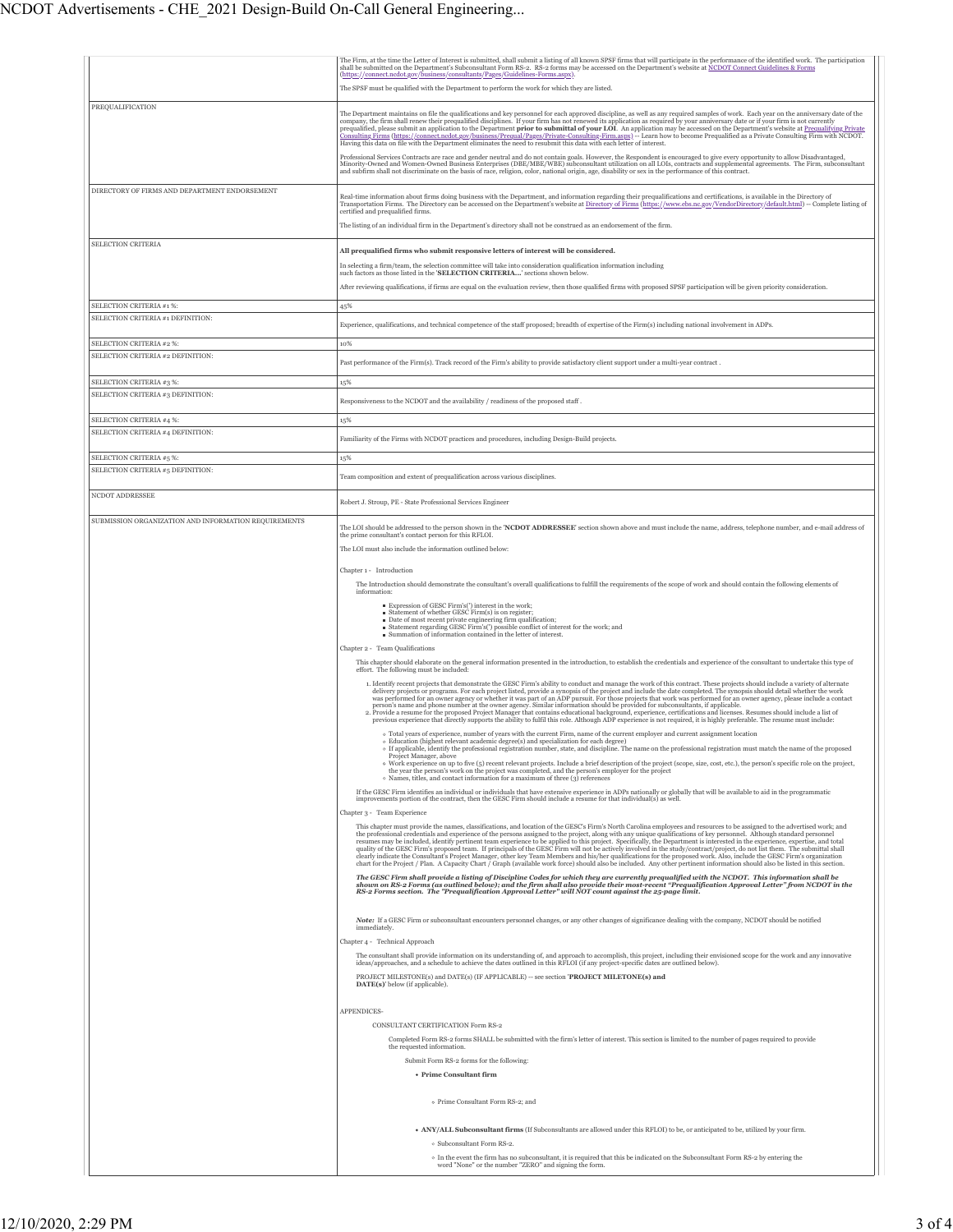| | |
|---|---|
| | The Firm, at the time the Letter of Interest is submitted, shall submit a listing of all known SPSF firms that will participate in the performance of the identified work. The participation shall be submitted on the Department's Subconsultant Form RS-2. RS-2 forms may be accessed on the Department's website at NCDOT Connect Guidelines & Forms (https://connect.ncdot.gov/business/consultants/Pages/Guidelines-Forms.aspx).<br><br>The SPSF must be qualified with the Department to perform the work for which they are listed. |
| PREQUALIFICATION | The Department maintains on file the qualifications and key personnel for each approved discipline, as well as any required samples of work. Each year on the anniversary date of the company, the firm shall renew their prequalified disciplines. If your firm has not renewed its application as required by your anniversary date or if your firm is not currently prequalified, please submit an application to the Department **prior to submittal of your LOI**. An application may be accessed on the Department's website at Prequalifying Private Consulting Firms (https://connect.ncdot.gov/business/Prequal/Pages/Private-Consulting-Firm.aspx) -- Learn how to become Prequalified as a Private Consulting Firm with NCDOT. Having this data on file with the Department eliminates the need to resubmit this data with each letter of interest.<br><br>Professional Services Contracts are race and gender neutral and do not contain goals. However, the Respondent is encouraged to give every opportunity to allow Disadvantaged, Minority-Owned and Women-Owned Business Enterprises (DBE/MBE/WBE) subconsultant utilization on all LOIs, contracts and supplemental agreements. The Firm, subconsultant and subfirm shall not discriminate on the basis of race, religion, color, national origin, age, disability or sex in the performance of this contract. |
| DIRECTORY OF FIRMS AND DEPARTMENT ENDORSEMENT | Real-time information about firms doing business with the Department, and information regarding their prequalifications and certifications, is available in the Directory of Transportation Firms. The Directory can be accessed on the Department's website at Directory of Firms (https://www.ebs.nc.gov/VendorDirectory/default.html) -- Complete listing of certified and prequalified firms.<br><br>The listing of an individual firm in the Department's directory shall not be construed as an endorsement of the firm. |
| SELECTION CRITERIA | **All prequalified firms who submit responsive letters of interest will be considered.**<br><br>In selecting a firm/team, the selection committee will take into consideration qualification information including such factors as those listed in the '**SELECTION CRITERIA...**' sections shown below.<br><br>After reviewing qualifications, if firms are equal on the evaluation review, then those qualified firms with proposed SPSF participation will be given priority consideration. |
| SELECTION CRITERIA #1 %: | 45% |
| SELECTION CRITERIA #1 DEFINITION: | Experience, qualifications, and technical competence of the staff proposed; breadth of expertise of the Firm(s) including national involvement in ADPs. |
| SELECTION CRITERIA #2 %: | 10% |
| SELECTION CRITERIA #2 DEFINITION: | Past performance of the Firm(s). Track record of the Firm's ability to provide satisfactory client support under a multi-year contract . |
| SELECTION CRITERIA #3 %: | 15% |
| SELECTION CRITERIA #3 DEFINITION: | Responsiveness to the NCDOT and the availability / readiness of the proposed staff . |
| SELECTION CRITERIA #4 %: | 15% |
| SELECTION CRITERIA #4 DEFINITION: | Familiarity of the Firms with NCDOT practices and procedures, including Design-Build projects. |
| SELECTION CRITERIA #5 %: | 15% |
| SELECTION CRITERIA #5 DEFINITION: | Team composition and extent of prequalification across various disciplines. |
| NCDOT ADDRESSEE | Robert J. Stroup, PE - State Professional Services Engineer |
| SUBMISSION ORGANIZATION AND INFORMATION REQUIREMENTS | The LOI should be addressed to the person shown in the '**NCDOT ADDRESSEE**' section shown above and must include the name, address, telephone number, and e-mail address of the prime consultant's contact person for this RFLOI.<br><br>The LOI must also include the information outlined below:<br><br>Chapter 1 - Introduction<br><br>The Introduction should demonstrate the consultant's overall qualifications to fulfill the requirements of the scope of work and should contain the following elements of information:<br>• Expression of GESC Firm's(') interest in the work;<br>• Statement of whether GESC Firm(s) is on register;<br>• Date of most recent private engineering firm qualification;<br>• Statement regarding GESC Firm's(') possible conflict of interest for the work; and<br>• Summation of information contained in the letter of interest.<br><br>Chapter 2 - Team Qualifications<br><br>This chapter should elaborate on the general information presented in the introduction, to establish the credentials and experience of the consultant to undertake this type of effort. The following must be included:<br>1. Identify recent projects that demonstrate the GESC Firm's ability to conduct and manage the work of this contract. These projects should include a variety of alternate delivery projects or programs. For each project listed, provide a synopsis of the project and include the date completed. The synopsis should detail whether the work was performed for an owner agency or whether it was part of an ADP pursuit. For those projects that work was performed for an owner agency, please include a contact person's name and phone number at the owner agency. Similar information should be provided for subconsultants, if applicable.<br>2. Provide a resume for the proposed Project Manager that contains educational background, experience, certifications and licenses. Resumes should include a list of previous experience that directly supports the ability to fulfil this role. Although ADP experience is not required, it is highly preferable. The resume must include:<br>◦ Total years of experience, number of years with the current Firm, name of the current employer and current assignment location<br>◦ Education (highest relevant academic degree(s) and specialization for each degree)<br>◦ If applicable, identify the professional registration number, state, and discipline. The name on the professional registration must match the name of the proposed Project Manager, above<br>◦ Work experience on up to five (5) recent relevant projects. Include a brief description of the project (scope, size, cost, etc.), the person's specific role on the project, the year the person's work on the project was completed, and the person's employer for the project<br>◦ Names, titles, and contact information for a maximum of three (3) references<br><br>If the GESC Firm identifies an individual or individuals that have extensive experience in ADPs nationally or globally that will be available to aid in the programmatic improvements portion of the contract, then the GESC Firm should include a resume for that individual(s) as well.<br><br>Chapter 3 - Team Experience<br><br>This chapter must provide the names, classifications, and location of the GESC's Firm's North Carolina employees and resources to be assigned to the advertised work; and the professional credentials and experience of the persons assigned to the project, along with any unique qualifications of key personnel. Although standard personnel resumes may be included, identify pertinent team experience to be applied to this project. Specifically, the Department is interested in the experience, expertise, and total quality of the GESC Firm's proposed team. If principals of the GESC Firm will not be actively involved in the study/contract/project, do not list them. The submittal shall clearly indicate the Consultant's Project Manager, other key Team Members and his/her qualifications for the proposed work. Also, include the GESC Firm's organization chart for the Project / Plan. A Capacity Chart / Graph (available work force) should also be included. Any other pertinent information should also be listed in this section.<br><br>***The GESC Firm shall provide a listing of Discipline Codes for which they are currently prequalified with the NCDOT. This information shall be shown on RS-2 Forms (as outlined below); and the firm shall also provide their most-recent "Prequalification Approval Letter" from NCDOT in the RS-2 Forms section. The "Prequalification Approval Letter" will NOT count against the 25-page limit.***<br><br>***Note:*** If a GESC Firm or subconsultant encounters personnel changes, or any other changes of significance dealing with the company, NCDOT should be notified immediately.<br><br>Chapter 4 - Technical Approach<br><br>The consultant shall provide information on its understanding of, and approach to accomplish, this project, including their envisioned scope for the work and any innovative ideas/approaches, and a schedule to achieve the dates outlined in this RFLOI (if any project-specific dates are outlined below).<br><br>PROJECT MILESTONE(s) and DATE(s) (IF APPLICABLE) -- see section '**PROJECT MILETONE(s) and DATE(s)**' below (if applicable).<br><br>APPENDICES-<br><br>CONSULTANT CERTIFICATION Form RS-2<br><br>Completed Form RS-2 forms SHALL be submitted with the firm's letter of interest. This section is limited to the number of pages required to provide the requested information.<br><br>Submit Form RS-2 forms for the following:<br>• **Prime Consultant firm**<br>◦ Prime Consultant Form RS-2; and<br>• **ANY/ALL Subconsultant firms** (If Subconsultants are allowed under this RFLOI) to be, or anticipated to be, utilized by your firm.<br>◦ Subconsultant Form RS-2.<br>◦ In the event the firm has no subconsultant, it is required that this be indicated on the Subconsultant Form RS-2 by entering the word "None" or the number "ZERO" and signing the form. |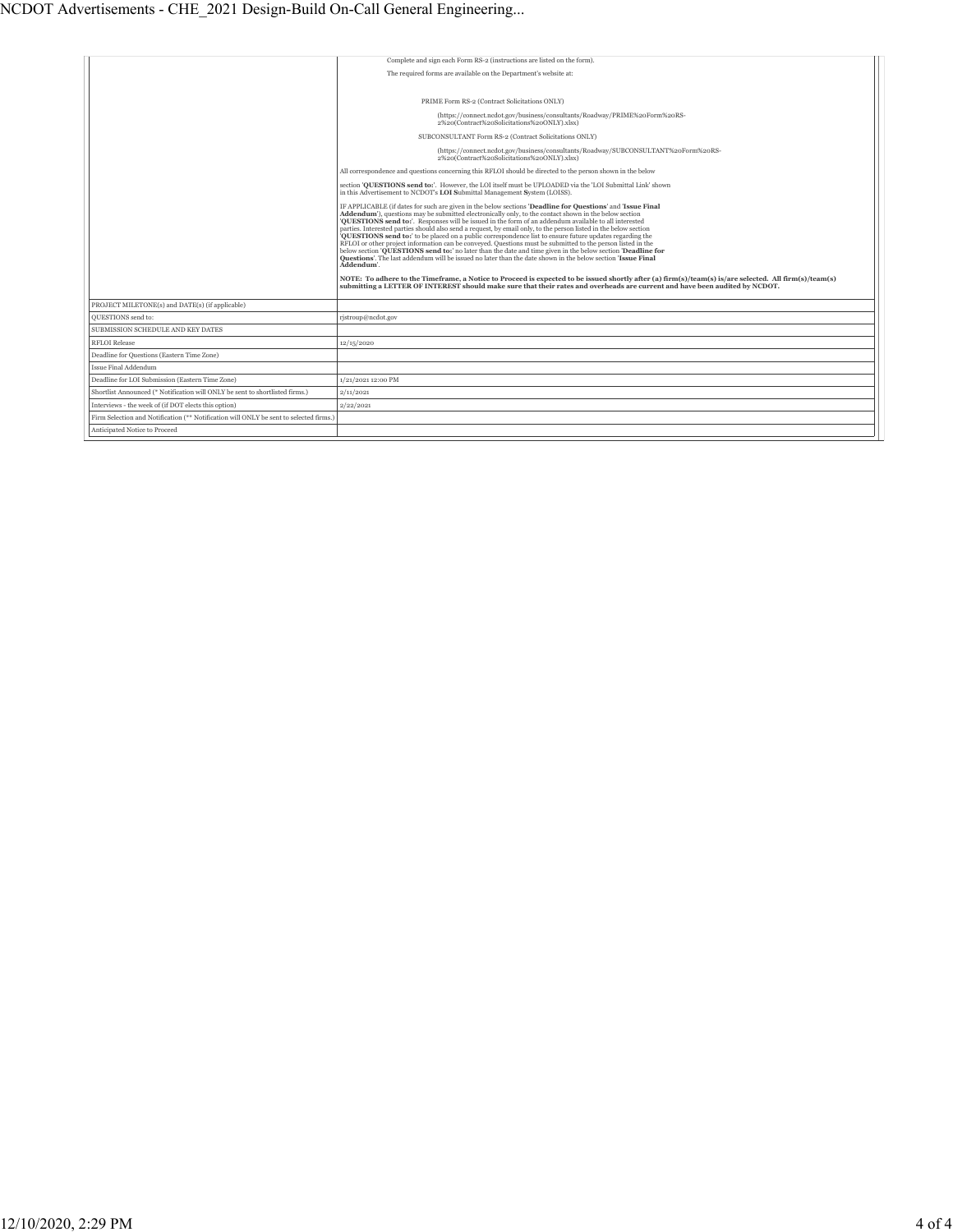| | |
|---|---|
| | Complete and sign each Form RS-2 (instructions are listed on the form).<br><br>The required forms are available on the Department's website at:<br><br>PRIME Form RS-2 (Contract Solicitations ONLY)<br><br>(https://connect.ncdot.gov/business/consultants/Roadway/PRIME%20Form%20RS-2%20(Contract%20Solicitations%20ONLY).xlsx)<br><br>SUBCONSULTANT Form RS-2 (Contract Solicitations ONLY)<br><br>(https://connect.ncdot.gov/business/consultants/Roadway/SUBCONSULTANT%20Form%20RS-2%20(Contract%20Solicitations%20ONLY).xlsx)<br><br>All correspondence and questions concerning this RFLOI should be directed to the person shown in the below section '**QUESTIONS send to:**'. However, the LOI itself must be UPLOADED via the 'LOI Submittal Link' shown in this Advertisement to NCDOT's **LOI S**ubmittal Management **S**ystem (LOISS).<br><br>IF APPLICABLE (if dates for such are given in the below sections '**Deadline for Questions**' and '**Issue Final Addendum**'), questions may be submitted electronically only, to the contact shown in the below section '**QUESTIONS send to:**'. Responses will be issued in the form of an addendum available to all interested parties. Interested parties should also send a request, by email only, to the person listed in the below section '**QUESTIONS send to:**' to be placed on a public correspondence list to ensure future updates regarding the RFLOI or other project information can be conveyed. Questions must be submitted to the person listed in the below section '**QUESTIONS send to:**' no later than the date and time given in the below section '**Deadline for Questions**'. The last addendum will be issued no later than the date shown in the below section '**Issue Final Addendum**'.<br><br>**NOTE: To adhere to the Timeframe, a Notice to Proceed is expected to be issued shortly after (a) firm(s)/team(s) is/are selected. All firm(s)/team(s) submitting a LETTER OF INTEREST should make sure that their rates and overheads are current and have been audited by NCDOT.** |
| PROJECT MILETONE(s) and DATE(s) (if applicable) | |
| QUESTIONS send to: | rjstroup@ncdot.gov |
| SUBMISSION SCHEDULE AND KEY DATES | |
| RFLOI Release | 12/15/2020 |
| Deadline for Questions (Eastern Time Zone) | |
| Issue Final Addendum | |
| Deadline for LOI Submission (Eastern Time Zone) | 1/21/2021 12:00 PM |
| Shortlist Announced (* Notification will ONLY be sent to shortlisted firms.) | 2/11/2021 |
| Interviews - the week of (if DOT elects this option) | 2/22/2021 |
| Firm Selection and Notification (** Notification will ONLY be sent to selected firms.) | |
| Anticipated Notice to Proceed | |